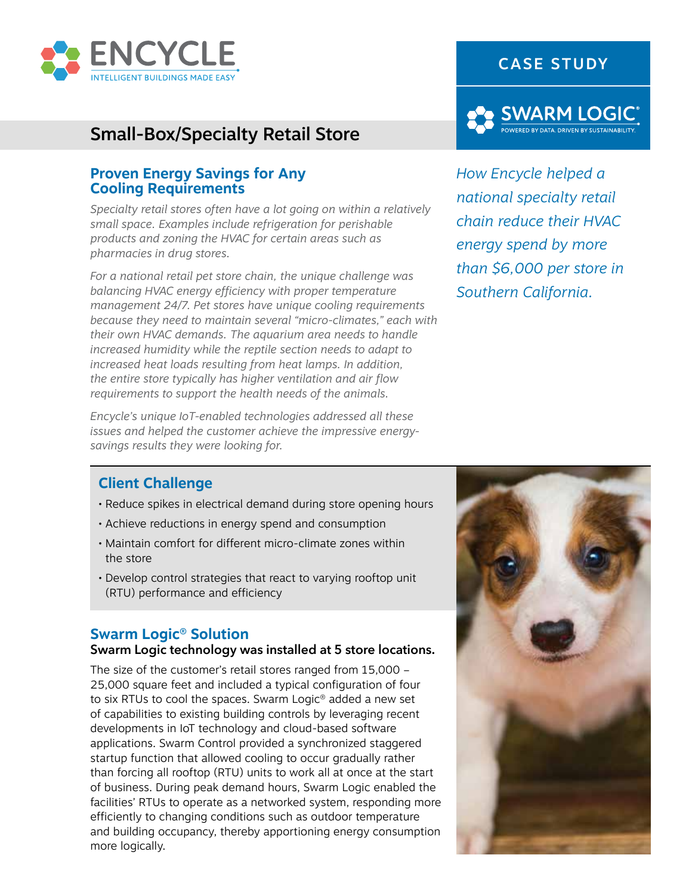ENCYCLE
INTELLIGENT BUILDINGS MADE EASY

CASE STUDY

SWARM LOGIC®
POWERED BY DATA. DRIVEN BY SUSTAINABILITY.

# Small-Box/Specialty Retail Store

*How Encycle helped a national specialty retail chain reduce their HVAC energy spend by more than $6,000 per store in Southern California.*

## Proven Energy Savings for Any Cooling Requirements

*Specialty retail stores often have a lot going on within a relatively small space. Examples include refrigeration for perishable products and zoning the HVAC for certain areas such as pharmacies in drug stores.*

*For a national retail pet store chain, the unique challenge was balancing HVAC energy efficiency with proper temperature management 24/7. Pet stores have unique cooling requirements because they need to maintain several "micro-climates," each with their own HVAC demands. The aquarium area needs to handle increased humidity while the reptile section needs to adapt to increased heat loads resulting from heat lamps. In addition, the entire store typically has higher ventilation and air flow requirements to support the health needs of the animals.*

*Encycle's unique IoT-enabled technologies addressed all these issues and helped the customer achieve the impressive energy-savings results they were looking for.*

## Client Challenge

- Reduce spikes in electrical demand during store opening hours
- Achieve reductions in energy spend and consumption
- Maintain comfort for different micro-climate zones within the store
- Develop control strategies that react to varying rooftop unit (RTU) performance and efficiency

## Swarm Logic® Solution

**Swarm Logic technology was installed at 5 store locations.**

The size of the customer's retail stores ranged from 15,000 – 25,000 square feet and included a typical configuration of four to six RTUs to cool the spaces. Swarm Logic® added a new set of capabilities to existing building controls by leveraging recent developments in IoT technology and cloud-based software applications. Swarm Control provided a synchronized staggered startup function that allowed cooling to occur gradually rather than forcing all rooftop (RTU) units to work all at once at the start of business. During peak demand hours, Swarm Logic enabled the facilities' RTUs to operate as a networked system, responding more efficiently to changing conditions such as outdoor temperature and building occupancy, thereby apportioning energy consumption more logically.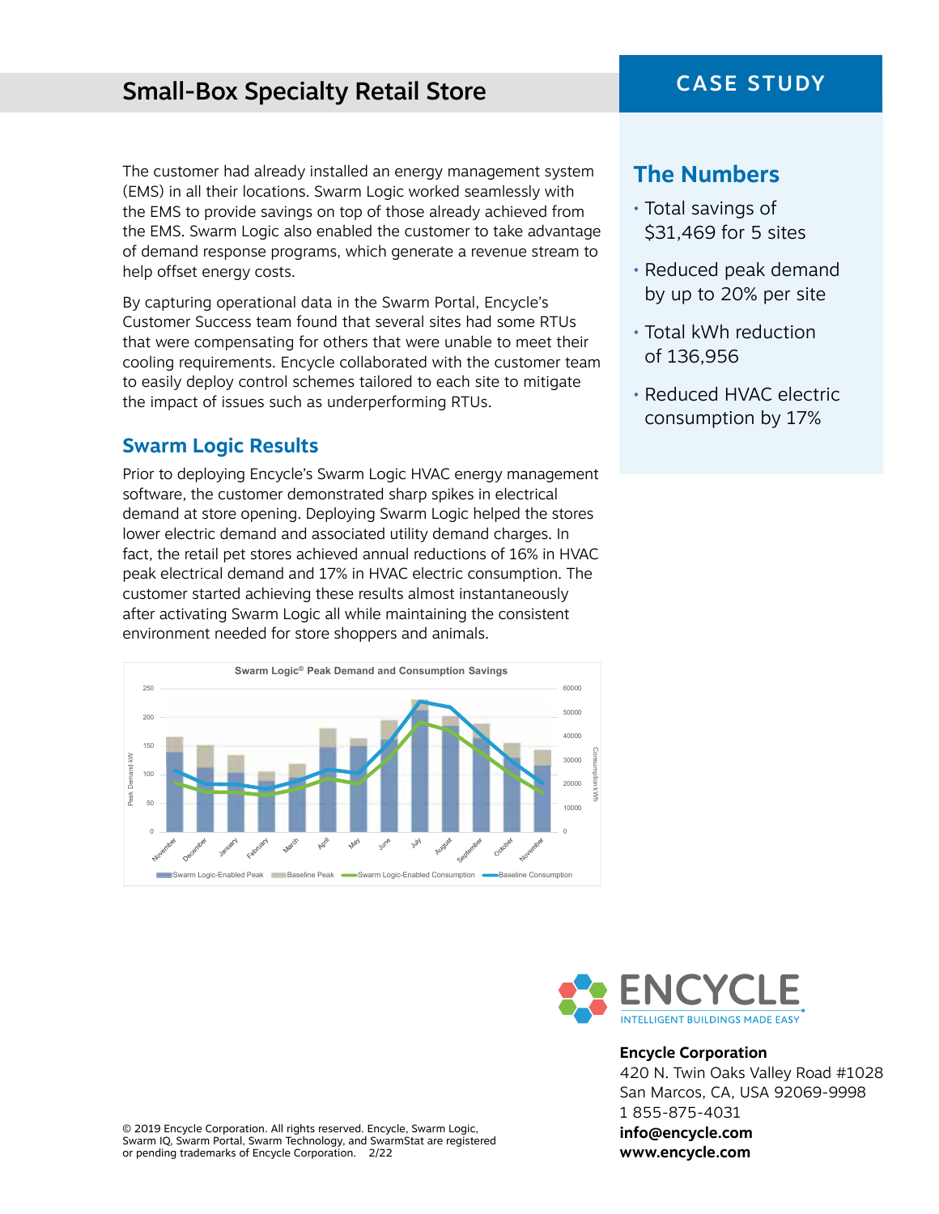# Small-Box Specialty Retail Store

**CASE STUDY**

The customer had already installed an energy management system (EMS) in all their locations. Swarm Logic worked seamlessly with the EMS to provide savings on top of those already achieved from the EMS. Swarm Logic also enabled the customer to take advantage of demand response programs, which generate a revenue stream to help offset energy costs.

By capturing operational data in the Swarm Portal, Encycle's Customer Success team found that several sites had some RTUs that were compensating for others that were unable to meet their cooling requirements. Encycle collaborated with the customer team to easily deploy control schemes tailored to each site to mitigate the impact of issues such as underperforming RTUs.

## Swarm Logic Results

Prior to deploying Encycle's Swarm Logic HVAC energy management software, the customer demonstrated sharp spikes in electrical demand at store opening. Deploying Swarm Logic helped the stores lower electric demand and associated utility demand charges. In fact, the retail pet stores achieved annual reductions of 16% in HVAC peak electrical demand and 17% in HVAC electric consumption. The customer started achieving these results almost instantaneously after activating Swarm Logic all while maintaining the consistent environment needed for store shoppers and animals.

Swarm Logic® Peak Demand and Consumption Savings

Peak Demand kW: 0, 50, 100, 150, 200, 250

Consumption kWh: 0, 10000, 20000, 30000, 40000, 50000, 60000

November, December, January, February, March, April, May, June, July, August, September, October, November

Swarm Logic-Enabled Peak, Baseline Peak, Swarm Logic-Enabled Consumption, Baseline Consumption

## The Numbers

- Total savings of $31,469 for 5 sites
- Reduced peak demand by up to 20% per site
- Total kWh reduction of 136,956
- Reduced HVAC electric consumption by 17%

ENCYCLE
INTELLIGENT BUILDINGS MADE EASY

**Encycle Corporation**
420 N. Twin Oaks Valley Road #1028
San Marcos, CA, USA 92069-9998
1 855-875-4031
**info@encycle.com**
**www.encycle.com**

© 2019 Encycle Corporation. All rights reserved. Encycle, Swarm Logic, Swarm IQ, Swarm Portal, Swarm Technology, and SwarmStat are registered or pending trademarks of Encycle Corporation. 2/22